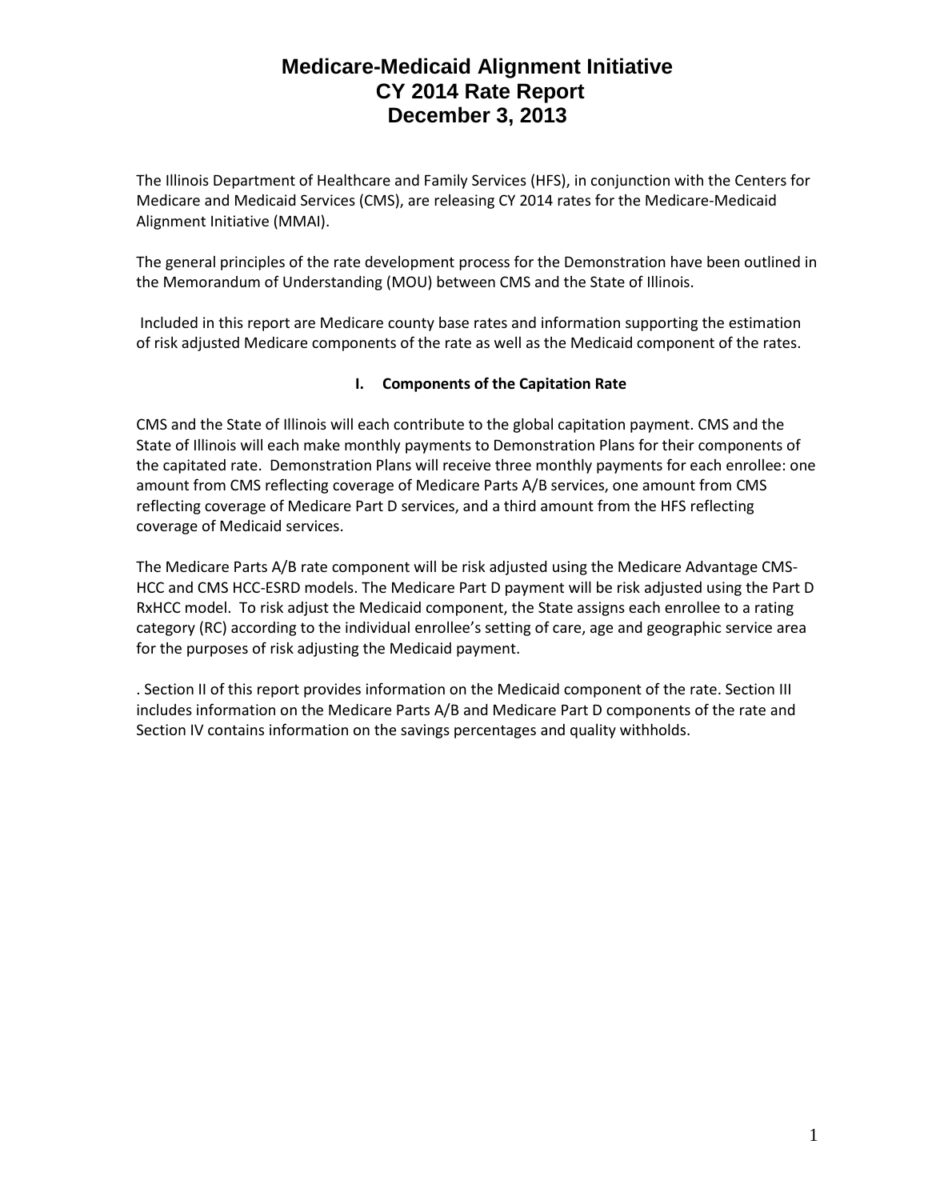# Medicare-Medicaid Alignment Initiative
# CY 2014 Rate Report
# December 3, 2013

The Illinois Department of Healthcare and Family Services (HFS), in conjunction with the Centers for Medicare and Medicaid Services (CMS), are releasing CY 2014 rates for the Medicare-Medicaid Alignment Initiative (MMAI).

The general principles of the rate development process for the Demonstration have been outlined in the Memorandum of Understanding (MOU) between CMS and the State of Illinois.

Included in this report are Medicare county base rates and information supporting the estimation of risk adjusted Medicare components of the rate as well as the Medicaid component of the rates.

## I. Components of the Capitation Rate

CMS and the State of Illinois will each contribute to the global capitation payment. CMS and the State of Illinois will each make monthly payments to Demonstration Plans for their components of the capitated rate. Demonstration Plans will receive three monthly payments for each enrollee: one amount from CMS reflecting coverage of Medicare Parts A/B services, one amount from CMS reflecting coverage of Medicare Part D services, and a third amount from the HFS reflecting coverage of Medicaid services.

The Medicare Parts A/B rate component will be risk adjusted using the Medicare Advantage CMS-HCC and CMS HCC-ESRD models. The Medicare Part D payment will be risk adjusted using the Part D RxHCC model. To risk adjust the Medicaid component, the State assigns each enrollee to a rating category (RC) according to the individual enrollee's setting of care, age and geographic service area for the purposes of risk adjusting the Medicaid payment.

. Section II of this report provides information on the Medicaid component of the rate. Section III includes information on the Medicare Parts A/B and Medicare Part D components of the rate and Section IV contains information on the savings percentages and quality withholds.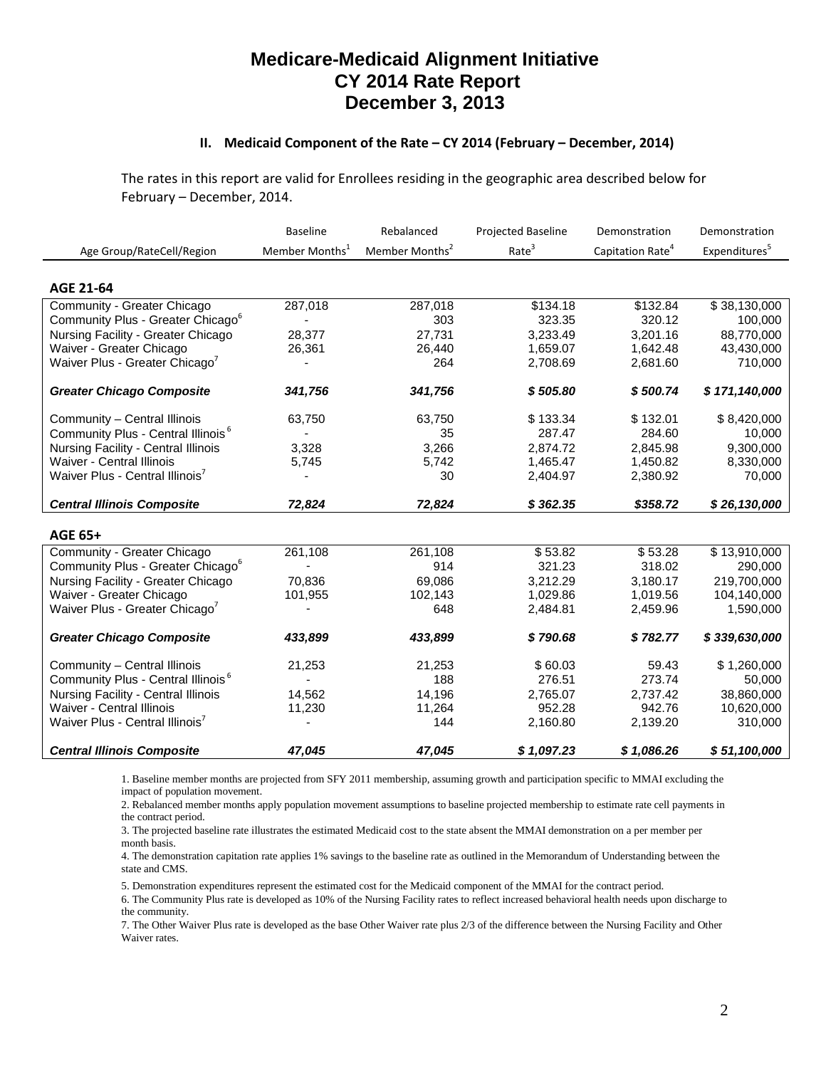# Medicare-Medicaid Alignment Initiative
# CY 2014 Rate Report
# December 3, 2013

### II. Medicaid Component of the Rate – CY 2014 (February – December, 2014)

The rates in this report are valid for Enrollees residing in the geographic area described below for February – December, 2014.

| Age Group/RateCell/Region | Baseline Member Months[1] | Rebalanced Member Months[2] | Projected Baseline Rate[3] | Demonstration Capitation Rate[4] | Demonstration Expenditures[5] |
|---|---|---|---|---|---|
| **AGE 21-64** | | | | | |
| Community - Greater Chicago | 287,018 | 287,018 | $134.18 | $132.84 | $ 38,130,000 |
| Community Plus - Greater Chicago[6] | - | 303 | 323.35 | 320.12 | 100,000 |
| Nursing Facility - Greater Chicago | 28,377 | 27,731 | 3,233.49 | 3,201.16 | 88,770,000 |
| Waiver - Greater Chicago | 26,361 | 26,440 | 1,659.07 | 1,642.48 | 43,430,000 |
| Waiver Plus - Greater Chicago[7] | - | 264 | 2,708.69 | 2,681.60 | 710,000 |
| ***Greater Chicago Composite*** | ***341,756*** | ***341,756*** | ***$ 505.80*** | ***$ 500.74*** | ***$ 171,140,000*** |
| Community – Central Illinois | 63,750 | 63,750 | $ 133.34 | $ 132.01 | $ 8,420,000 |
| Community Plus - Central Illinois[6] | - | 35 | 287.47 | 284.60 | 10,000 |
| Nursing Facility - Central Illinois | 3,328 | 3,266 | 2,874.72 | 2,845.98 | 9,300,000 |
| Waiver - Central Illinois | 5,745 | 5,742 | 1,465.47 | 1,450.82 | 8,330,000 |
| Waiver Plus - Central Illinois[7] | - | 30 | 2,404.97 | 2,380.92 | 70,000 |
| ***Central Illinois Composite*** | ***72,824*** | ***72,824*** | ***$ 362.35*** | ***$358.72*** | ***$ 26,130,000*** |
| **AGE 65+** | | | | | |
| Community - Greater Chicago | 261,108 | 261,108 | $ 53.82 | $ 53.28 | $ 13,910,000 |
| Community Plus - Greater Chicago[6] | - | 914 | 321.23 | 318.02 | 290,000 |
| Nursing Facility - Greater Chicago | 70,836 | 69,086 | 3,212.29 | 3,180.17 | 219,700,000 |
| Waiver - Greater Chicago | 101,955 | 102,143 | 1,029.86 | 1,019.56 | 104,140,000 |
| Waiver Plus - Greater Chicago[7] | - | 648 | 2,484.81 | 2,459.96 | 1,590,000 |
| ***Greater Chicago Composite*** | ***433,899*** | ***433,899*** | ***$ 790.68*** | ***$ 782.77*** | ***$ 339,630,000*** |
| Community – Central Illinois | 21,253 | 21,253 | $ 60.03 | 59.43 | $ 1,260,000 |
| Community Plus - Central Illinois[6] | - | 188 | 276.51 | 273.74 | 50,000 |
| Nursing Facility - Central Illinois | 14,562 | 14,196 | 2,765.07 | 2,737.42 | 38,860,000 |
| Waiver - Central Illinois | 11,230 | 11,264 | 952.28 | 942.76 | 10,620,000 |
| Waiver Plus - Central Illinois[7] | - | 144 | 2,160.80 | 2,139.20 | 310,000 |
| ***Central Illinois Composite*** | ***47,045*** | ***47,045*** | ***$ 1,097.23*** | ***$ 1,086.26*** | ***$ 51,100,000*** |

1. Baseline member months are projected from SFY 2011 membership, assuming growth and participation specific to MMAI excluding the impact of population movement.
2. Rebalanced member months apply population movement assumptions to baseline projected membership to estimate rate cell payments in the contract period.
3. The projected baseline rate illustrates the estimated Medicaid cost to the state absent the MMAI demonstration on a per member per month basis.
4. The demonstration capitation rate applies 1% savings to the baseline rate as outlined in the Memorandum of Understanding between the state and CMS.
5. Demonstration expenditures represent the estimated cost for the Medicaid component of the MMAI for the contract period.
6. The Community Plus rate is developed as 10% of the Nursing Facility rates to reflect increased behavioral health needs upon discharge to the community.
7. The Other Waiver Plus rate is developed as the base Other Waiver rate plus 2/3 of the difference between the Nursing Facility and Other Waiver rates.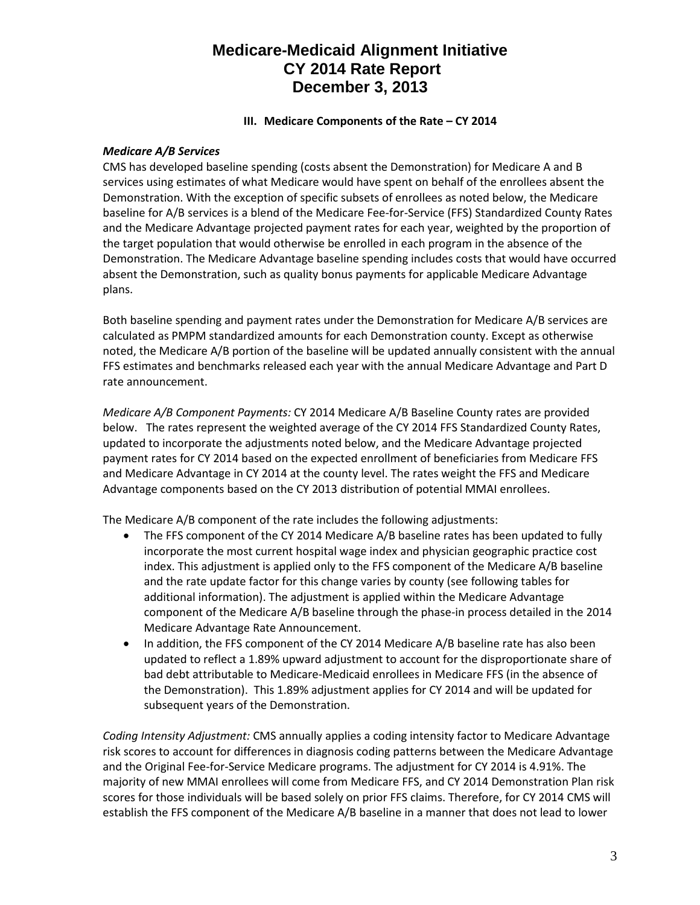### III. Medicare Components of the Rate – CY 2014

***Medicare A/B Services***

CMS has developed baseline spending (costs absent the Demonstration) for Medicare A and B services using estimates of what Medicare would have spent on behalf of the enrollees absent the Demonstration. With the exception of specific subsets of enrollees as noted below, the Medicare baseline for A/B services is a blend of the Medicare Fee-for-Service (FFS) Standardized County Rates and the Medicare Advantage projected payment rates for each year, weighted by the proportion of the target population that would otherwise be enrolled in each program in the absence of the Demonstration. The Medicare Advantage baseline spending includes costs that would have occurred absent the Demonstration, such as quality bonus payments for applicable Medicare Advantage plans.

Both baseline spending and payment rates under the Demonstration for Medicare A/B services are calculated as PMPM standardized amounts for each Demonstration county. Except as otherwise noted, the Medicare A/B portion of the baseline will be updated annually consistent with the annual FFS estimates and benchmarks released each year with the annual Medicare Advantage and Part D rate announcement.

*Medicare A/B Component Payments:* CY 2014 Medicare A/B Baseline County rates are provided below. The rates represent the weighted average of the CY 2014 FFS Standardized County Rates, updated to incorporate the adjustments noted below, and the Medicare Advantage projected payment rates for CY 2014 based on the expected enrollment of beneficiaries from Medicare FFS and Medicare Advantage in CY 2014 at the county level. The rates weight the FFS and Medicare Advantage components based on the CY 2013 distribution of potential MMAI enrollees.

The Medicare A/B component of the rate includes the following adjustments:

- The FFS component of the CY 2014 Medicare A/B baseline rates has been updated to fully incorporate the most current hospital wage index and physician geographic practice cost index. This adjustment is applied only to the FFS component of the Medicare A/B baseline and the rate update factor for this change varies by county (see following tables for additional information). The adjustment is applied within the Medicare Advantage component of the Medicare A/B baseline through the phase-in process detailed in the 2014 Medicare Advantage Rate Announcement.
- In addition, the FFS component of the CY 2014 Medicare A/B baseline rate has also been updated to reflect a 1.89% upward adjustment to account for the disproportionate share of bad debt attributable to Medicare-Medicaid enrollees in Medicare FFS (in the absence of the Demonstration). This 1.89% adjustment applies for CY 2014 and will be updated for subsequent years of the Demonstration.

*Coding Intensity Adjustment:* CMS annually applies a coding intensity factor to Medicare Advantage risk scores to account for differences in diagnosis coding patterns between the Medicare Advantage and the Original Fee-for-Service Medicare programs. The adjustment for CY 2014 is 4.91%. The majority of new MMAI enrollees will come from Medicare FFS, and CY 2014 Demonstration Plan risk scores for those individuals will be based solely on prior FFS claims. Therefore, for CY 2014 CMS will establish the FFS component of the Medicare A/B baseline in a manner that does not lead to lower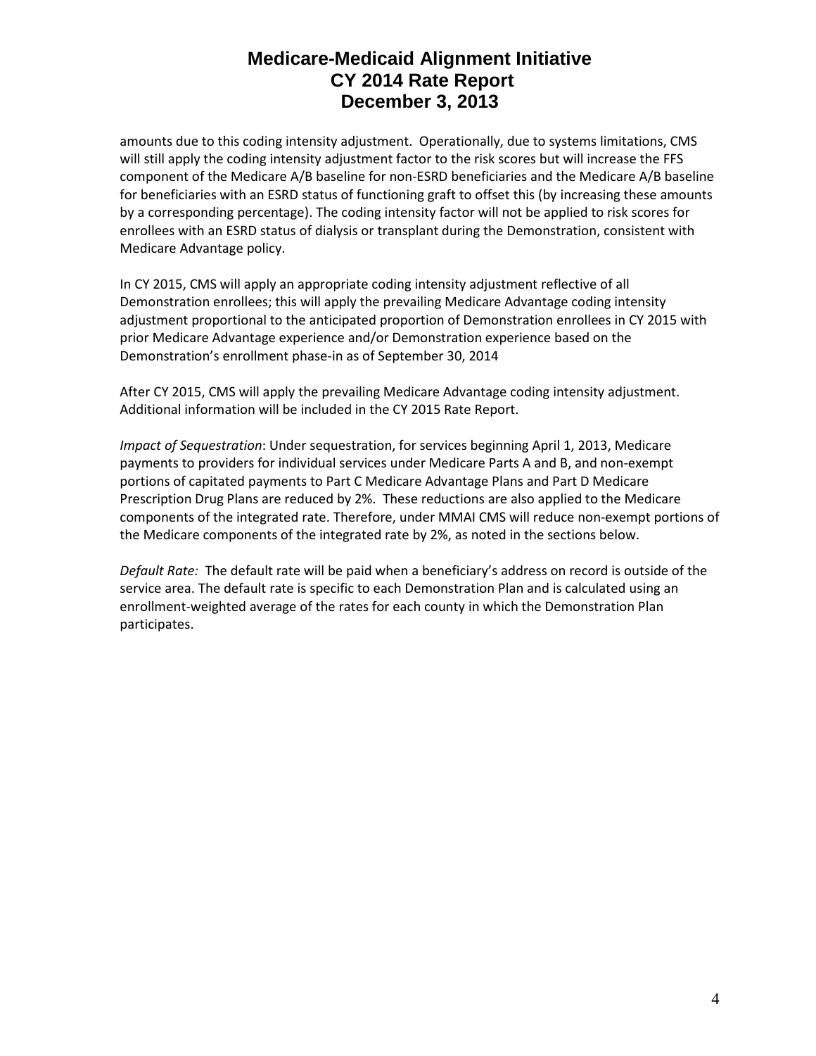amounts due to this coding intensity adjustment. Operationally, due to systems limitations, CMS will still apply the coding intensity adjustment factor to the risk scores but will increase the FFS component of the Medicare A/B baseline for non-ESRD beneficiaries and the Medicare A/B baseline for beneficiaries with an ESRD status of functioning graft to offset this (by increasing these amounts by a corresponding percentage). The coding intensity factor will not be applied to risk scores for enrollees with an ESRD status of dialysis or transplant during the Demonstration, consistent with Medicare Advantage policy.

In CY 2015, CMS will apply an appropriate coding intensity adjustment reflective of all Demonstration enrollees; this will apply the prevailing Medicare Advantage coding intensity adjustment proportional to the anticipated proportion of Demonstration enrollees in CY 2015 with prior Medicare Advantage experience and/or Demonstration experience based on the Demonstration's enrollment phase-in as of September 30, 2014

After CY 2015, CMS will apply the prevailing Medicare Advantage coding intensity adjustment. Additional information will be included in the CY 2015 Rate Report.

*Impact of Sequestration*: Under sequestration, for services beginning April 1, 2013, Medicare payments to providers for individual services under Medicare Parts A and B, and non-exempt portions of capitated payments to Part C Medicare Advantage Plans and Part D Medicare Prescription Drug Plans are reduced by 2%. These reductions are also applied to the Medicare components of the integrated rate. Therefore, under MMAI CMS will reduce non-exempt portions of the Medicare components of the integrated rate by 2%, as noted in the sections below.

*Default Rate:* The default rate will be paid when a beneficiary's address on record is outside of the service area. The default rate is specific to each Demonstration Plan and is calculated using an enrollment-weighted average of the rates for each county in which the Demonstration Plan participates.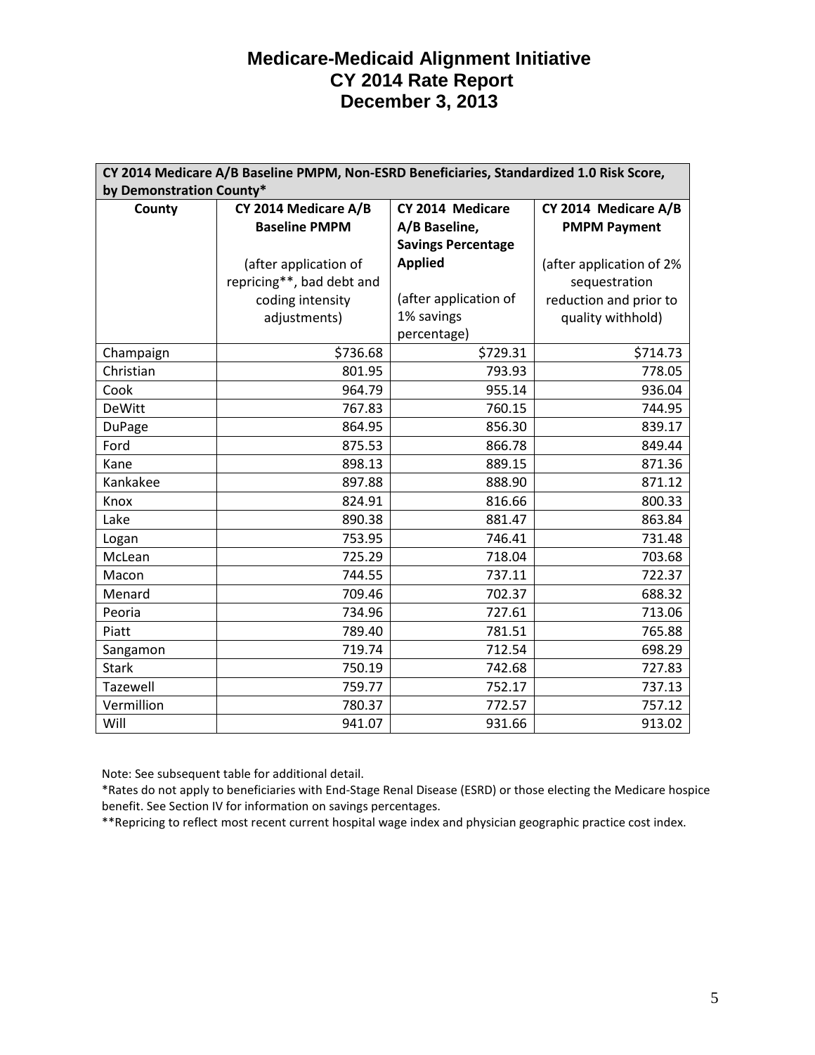# Medicare-Medicaid Alignment Initiative
# CY 2014 Rate Report
# December 3, 2013

| CY 2014 Medicare A/B Baseline PMPM, Non-ESRD Beneficiaries, Standardized 1.0 Risk Score, by Demonstration County* | | | |
|---|---|---|---|
| **County** | **CY 2014 Medicare A/B Baseline PMPM**<br><br>(after application of repricing**, bad debt and coding intensity adjustments) | **CY 2014 Medicare A/B Baseline, Savings Percentage Applied**<br><br>(after application of 1% savings percentage) | **CY 2014 Medicare A/B PMPM Payment**<br><br>(after application of 2% sequestration reduction and prior to quality withhold) |
| Champaign | $736.68 | $729.31 | $714.73 |
| Christian | 801.95 | 793.93 | 778.05 |
| Cook | 964.79 | 955.14 | 936.04 |
| DeWitt | 767.83 | 760.15 | 744.95 |
| DuPage | 864.95 | 856.30 | 839.17 |
| Ford | 875.53 | 866.78 | 849.44 |
| Kane | 898.13 | 889.15 | 871.36 |
| Kankakee | 897.88 | 888.90 | 871.12 |
| Knox | 824.91 | 816.66 | 800.33 |
| Lake | 890.38 | 881.47 | 863.84 |
| Logan | 753.95 | 746.41 | 731.48 |
| McLean | 725.29 | 718.04 | 703.68 |
| Macon | 744.55 | 737.11 | 722.37 |
| Menard | 709.46 | 702.37 | 688.32 |
| Peoria | 734.96 | 727.61 | 713.06 |
| Piatt | 789.40 | 781.51 | 765.88 |
| Sangamon | 719.74 | 712.54 | 698.29 |
| Stark | 750.19 | 742.68 | 727.83 |
| Tazewell | 759.77 | 752.17 | 737.13 |
| Vermillion | 780.37 | 772.57 | 757.12 |
| Will | 941.07 | 931.66 | 913.02 |

Note: See subsequent table for additional detail.

*Rates do not apply to beneficiaries with End-Stage Renal Disease (ESRD) or those electing the Medicare hospice benefit. See Section IV for information on savings percentages.

**Repricing to reflect most recent current hospital wage index and physician geographic practice cost index.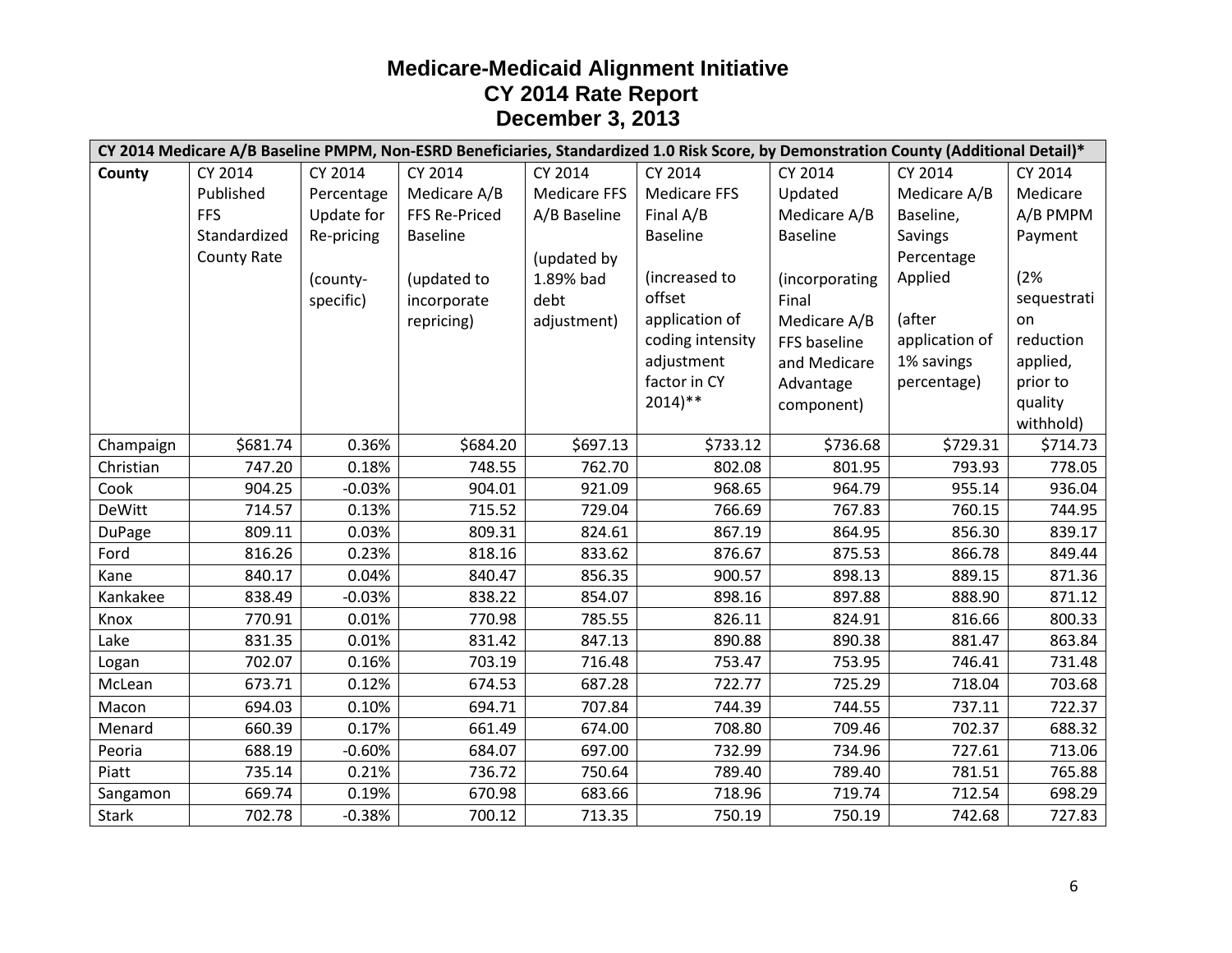# Medicare-Medicaid Alignment Initiative
# CY 2014 Rate Report
# December 3, 2013

| CY 2014 Medicare A/B Baseline PMPM, Non-ESRD Beneficiaries, Standardized 1.0 Risk Score, by Demonstration County (Additional Detail)* | | | | | | | | |
|---|---|---|---|---|---|---|---|---|
| **County** | CY 2014 Published FFS Standardized County Rate | CY 2014 Percentage Update for Re-pricing (county-specific) | CY 2014 Medicare A/B FFS Re-Priced Baseline (updated to incorporate repricing) | CY 2014 Medicare FFS A/B Baseline (updated by 1.89% bad debt adjustment) | CY 2014 Medicare FFS Final A/B Baseline (increased to offset application of coding intensity adjustment factor in CY 2014)** | CY 2014 Updated Medicare A/B Baseline (incorporating Final Medicare A/B FFS baseline and Medicare Advantage component) | CY 2014 Medicare A/B Baseline, Savings Percentage Applied (after application of 1% savings percentage) | CY 2014 Medicare A/B PMPM Payment (2% sequestration reduction applied, prior to quality withhold) |
| Champaign | $681.74 | 0.36% | $684.20 | $697.13 | $733.12 | $736.68 | $729.31 | $714.73 |
| Christian | 747.20 | 0.18% | 748.55 | 762.70 | 802.08 | 801.95 | 793.93 | 778.05 |
| Cook | 904.25 | -0.03% | 904.01 | 921.09 | 968.65 | 964.79 | 955.14 | 936.04 |
| DeWitt | 714.57 | 0.13% | 715.52 | 729.04 | 766.69 | 767.83 | 760.15 | 744.95 |
| DuPage | 809.11 | 0.03% | 809.31 | 824.61 | 867.19 | 864.95 | 856.30 | 839.17 |
| Ford | 816.26 | 0.23% | 818.16 | 833.62 | 876.67 | 875.53 | 866.78 | 849.44 |
| Kane | 840.17 | 0.04% | 840.47 | 856.35 | 900.57 | 898.13 | 889.15 | 871.36 |
| Kankakee | 838.49 | -0.03% | 838.22 | 854.07 | 898.16 | 897.88 | 888.90 | 871.12 |
| Knox | 770.91 | 0.01% | 770.98 | 785.55 | 826.11 | 824.91 | 816.66 | 800.33 |
| Lake | 831.35 | 0.01% | 831.42 | 847.13 | 890.88 | 890.38 | 881.47 | 863.84 |
| Logan | 702.07 | 0.16% | 703.19 | 716.48 | 753.47 | 753.95 | 746.41 | 731.48 |
| McLean | 673.71 | 0.12% | 674.53 | 687.28 | 722.77 | 725.29 | 718.04 | 703.68 |
| Macon | 694.03 | 0.10% | 694.71 | 707.84 | 744.39 | 744.55 | 737.11 | 722.37 |
| Menard | 660.39 | 0.17% | 661.49 | 674.00 | 708.80 | 709.46 | 702.37 | 688.32 |
| Peoria | 688.19 | -0.60% | 684.07 | 697.00 | 732.99 | 734.96 | 727.61 | 713.06 |
| Piatt | 735.14 | 0.21% | 736.72 | 750.64 | 789.40 | 789.40 | 781.51 | 765.88 |
| Sangamon | 669.74 | 0.19% | 670.98 | 683.66 | 718.96 | 719.74 | 712.54 | 698.29 |
| Stark | 702.78 | -0.38% | 700.12 | 713.35 | 750.19 | 750.19 | 742.68 | 727.83 |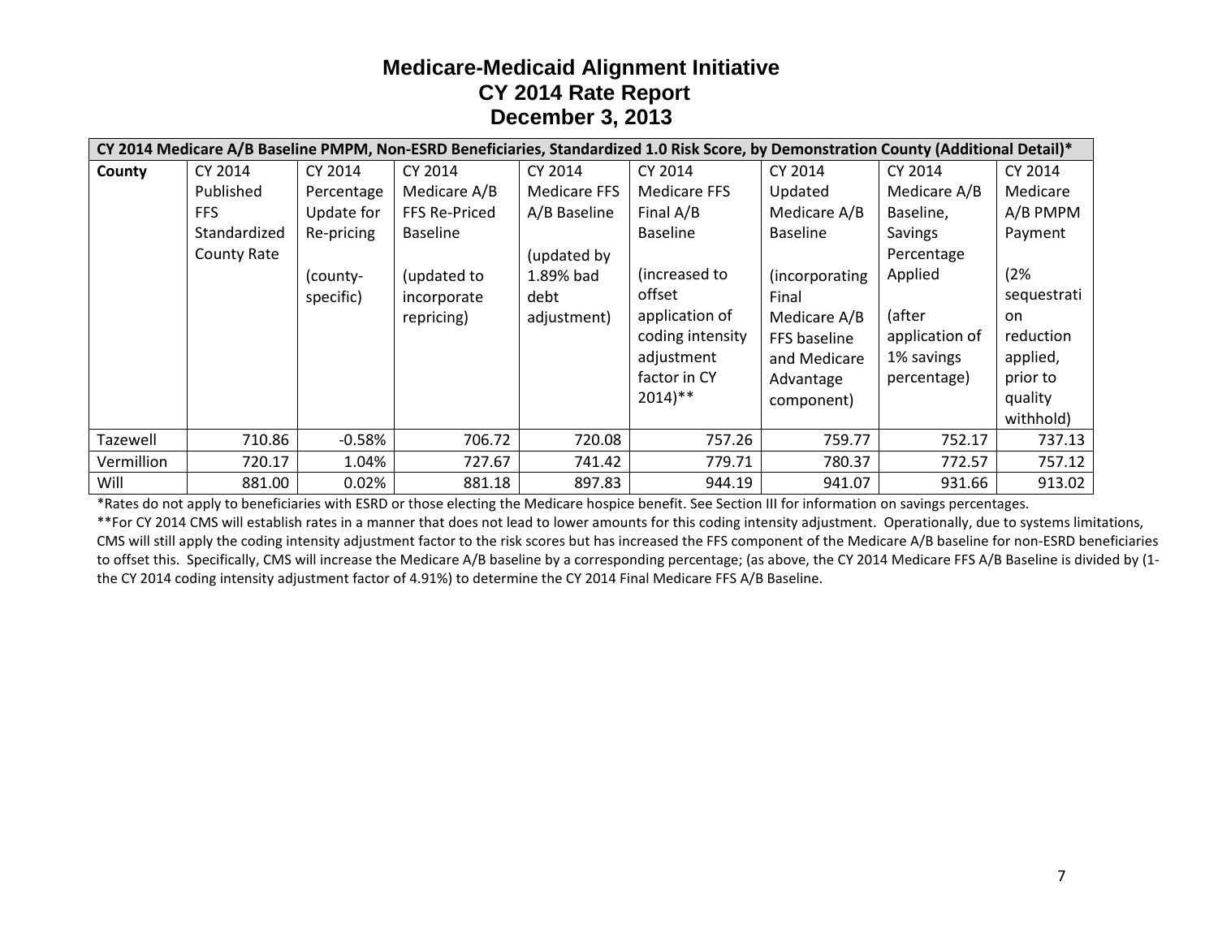# Medicare-Medicaid Alignment Initiative
## CY 2014 Rate Report
## December 3, 2013

| **CY 2014 Medicare A/B Baseline PMPM, Non-ESRD Beneficiaries, Standardized 1.0 Risk Score, by Demonstration County (Additional Detail)*** | | | | | | | | |
|---|---|---|---|---|---|---|---|---|
| **County** | CY 2014 Published FFS Standardized County Rate | CY 2014 Percentage Update for Re-pricing (county-specific) | CY 2014 Medicare A/B FFS Re-Priced Baseline (updated to incorporate repricing) | CY 2014 Medicare FFS A/B Baseline (updated by 1.89% bad debt adjustment) | CY 2014 Medicare FFS Final A/B Baseline (increased to offset application of coding intensity adjustment factor in CY 2014)** | CY 2014 Updated Medicare A/B Baseline (incorporating Final Medicare A/B FFS baseline and Medicare Advantage component) | CY 2014 Medicare A/B Baseline, Savings Percentage Applied (after application of 1% savings percentage) | CY 2014 Medicare A/B PMPM Payment (2% sequestration reduction applied, prior to quality withhold) |
| Tazewell | 710.86 | -0.58% | 706.72 | 720.08 | 757.26 | 759.77 | 752.17 | 737.13 |
| Vermillion | 720.17 | 1.04% | 727.67 | 741.42 | 779.71 | 780.37 | 772.57 | 757.12 |
| Will | 881.00 | 0.02% | 881.18 | 897.83 | 944.19 | 941.07 | 931.66 | 913.02 |

*Rates do not apply to beneficiaries with ESRD or those electing the Medicare hospice benefit. See Section III for information on savings percentages.

**For CY 2014 CMS will establish rates in a manner that does not lead to lower amounts for this coding intensity adjustment. Operationally, due to systems limitations, CMS will still apply the coding intensity adjustment factor to the risk scores but has increased the FFS component of the Medicare A/B baseline for non-ESRD beneficiaries to offset this. Specifically, CMS will increase the Medicare A/B baseline by a corresponding percentage; (as above, the CY 2014 Medicare FFS A/B Baseline is divided by (1-the CY 2014 coding intensity adjustment factor of 4.91%) to determine the CY 2014 Final Medicare FFS A/B Baseline.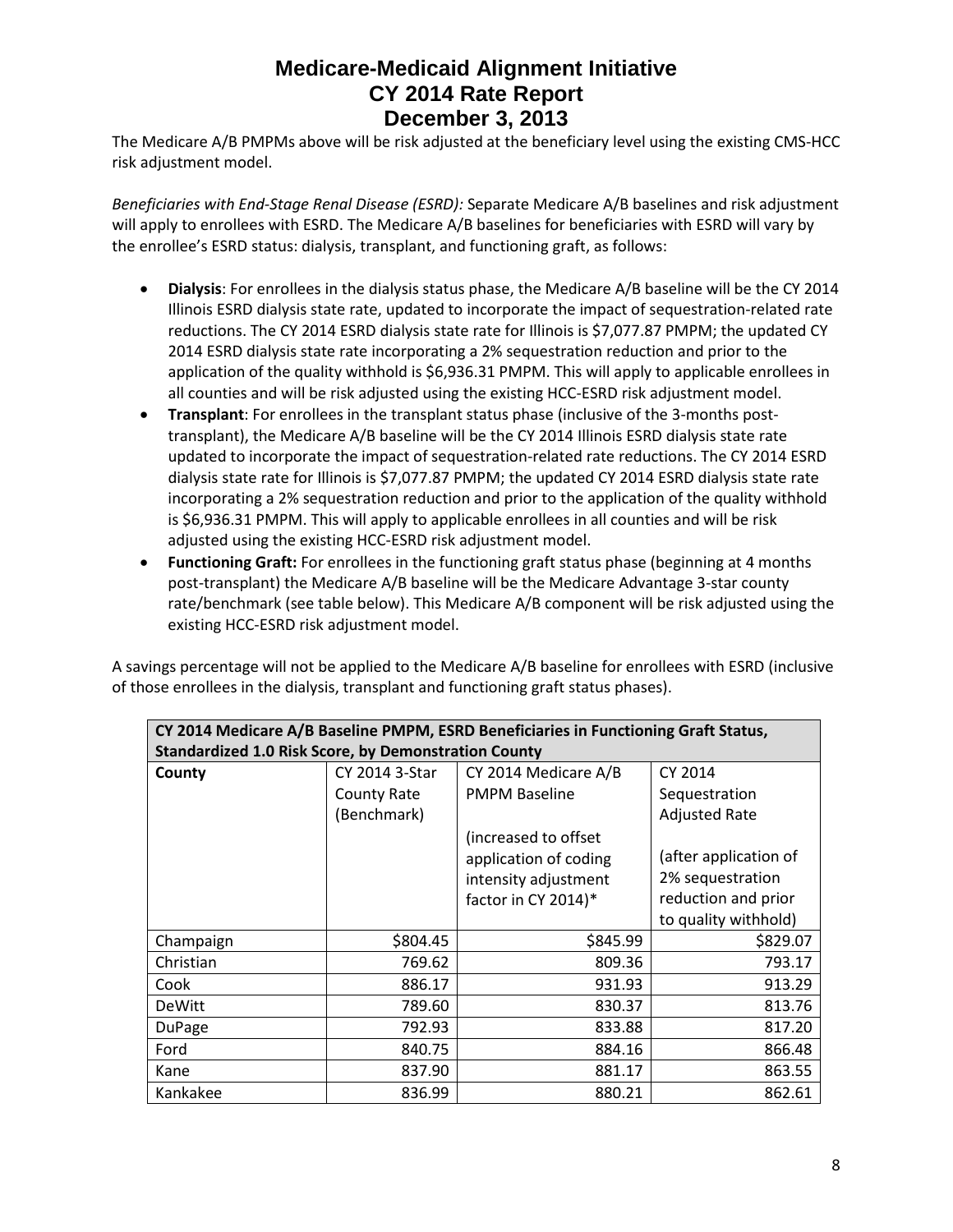# Medicare-Medicaid Alignment Initiative
# CY 2014 Rate Report
# December 3, 2013

The Medicare A/B PMPMs above will be risk adjusted at the beneficiary level using the existing CMS-HCC risk adjustment model.

*Beneficiaries with End-Stage Renal Disease (ESRD):* Separate Medicare A/B baselines and risk adjustment will apply to enrollees with ESRD. The Medicare A/B baselines for beneficiaries with ESRD will vary by the enrollee's ESRD status: dialysis, transplant, and functioning graft, as follows:

- **Dialysis**: For enrollees in the dialysis status phase, the Medicare A/B baseline will be the CY 2014 Illinois ESRD dialysis state rate, updated to incorporate the impact of sequestration-related rate reductions. The CY 2014 ESRD dialysis state rate for Illinois is $7,077.87 PMPM; the updated CY 2014 ESRD dialysis state rate incorporating a 2% sequestration reduction and prior to the application of the quality withhold is $6,936.31 PMPM. This will apply to applicable enrollees in all counties and will be risk adjusted using the existing HCC-ESRD risk adjustment model.
- **Transplant**: For enrollees in the transplant status phase (inclusive of the 3-months post-transplant), the Medicare A/B baseline will be the CY 2014 Illinois ESRD dialysis state rate updated to incorporate the impact of sequestration-related rate reductions. The CY 2014 ESRD dialysis state rate for Illinois is $7,077.87 PMPM; the updated CY 2014 ESRD dialysis state rate incorporating a 2% sequestration reduction and prior to the application of the quality withhold is $6,936.31 PMPM. This will apply to applicable enrollees in all counties and will be risk adjusted using the existing HCC-ESRD risk adjustment model.
- **Functioning Graft:** For enrollees in the functioning graft status phase (beginning at 4 months post-transplant) the Medicare A/B baseline will be the Medicare Advantage 3-star county rate/benchmark (see table below). This Medicare A/B component will be risk adjusted using the existing HCC-ESRD risk adjustment model.

A savings percentage will not be applied to the Medicare A/B baseline for enrollees with ESRD (inclusive of those enrollees in the dialysis, transplant and functioning graft status phases).

| CY 2014 Medicare A/B Baseline PMPM, ESRD Beneficiaries in Functioning Graft Status, Standardized 1.0 Risk Score, by Demonstration County | | | |
|---|---|---|---|
| **County** | CY 2014 3-Star County Rate (Benchmark) | CY 2014 Medicare A/B PMPM Baseline (increased to offset application of coding intensity adjustment factor in CY 2014)* | CY 2014 Sequestration Adjusted Rate (after application of 2% sequestration reduction and prior to quality withhold) |
| Champaign | $804.45 | $845.99 | $829.07 |
| Christian | 769.62 | 809.36 | 793.17 |
| Cook | 886.17 | 931.93 | 913.29 |
| DeWitt | 789.60 | 830.37 | 813.76 |
| DuPage | 792.93 | 833.88 | 817.20 |
| Ford | 840.75 | 884.16 | 866.48 |
| Kane | 837.90 | 881.17 | 863.55 |
| Kankakee | 836.99 | 880.21 | 862.61 |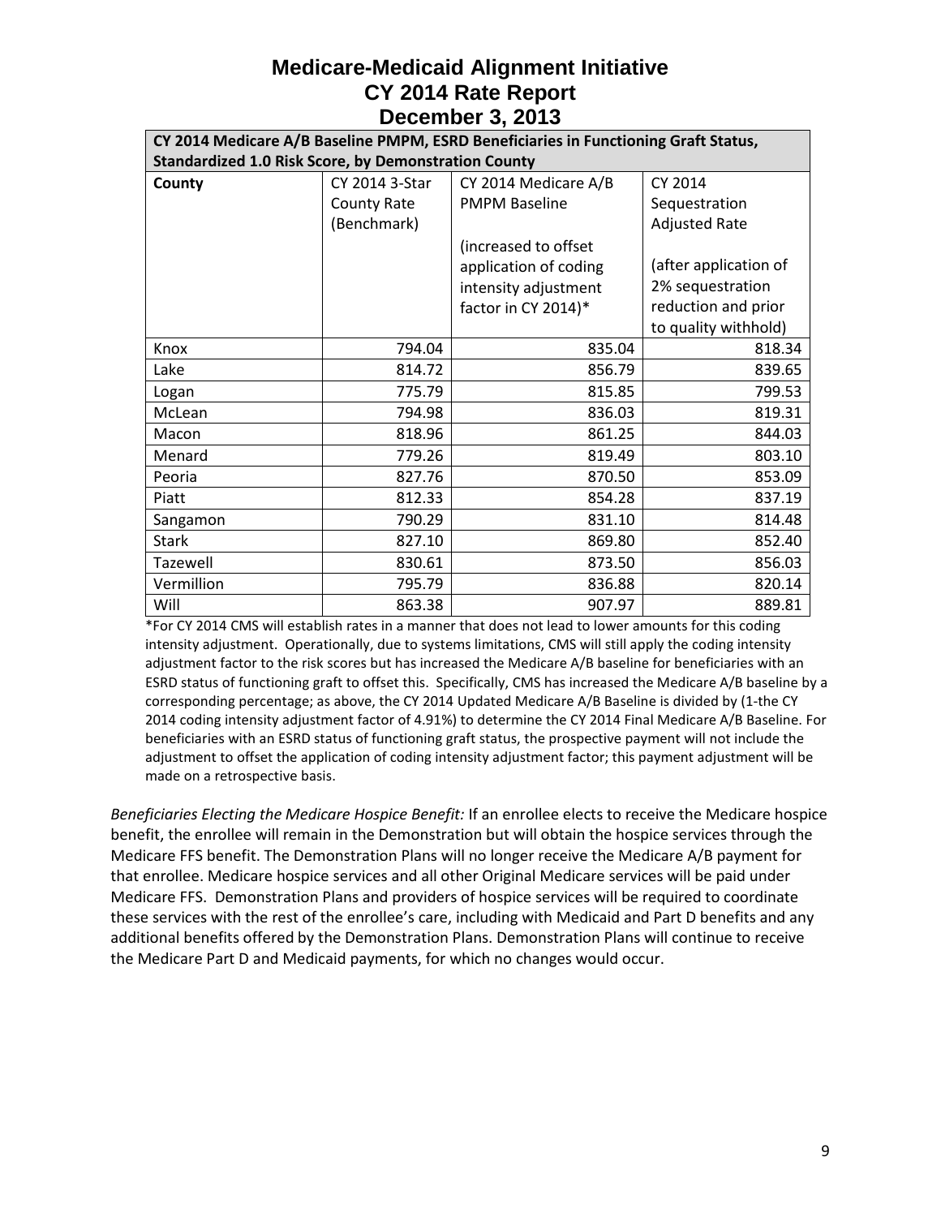# Medicare-Medicaid Alignment Initiative
# CY 2014 Rate Report
# December 3, 2013

| CY 2014 Medicare A/B Baseline PMPM, ESRD Beneficiaries in Functioning Graft Status, Standardized 1.0 Risk Score, by Demonstration County | | | |
|---|---|---|---|
| **County** | CY 2014 3-Star County Rate (Benchmark) | CY 2014 Medicare A/B PMPM Baseline (increased to offset application of coding intensity adjustment factor in CY 2014)* | CY 2014 Sequestration Adjusted Rate (after application of 2% sequestration reduction and prior to quality withhold) |
| Knox | 794.04 | 835.04 | 818.34 |
| Lake | 814.72 | 856.79 | 839.65 |
| Logan | 775.79 | 815.85 | 799.53 |
| McLean | 794.98 | 836.03 | 819.31 |
| Macon | 818.96 | 861.25 | 844.03 |
| Menard | 779.26 | 819.49 | 803.10 |
| Peoria | 827.76 | 870.50 | 853.09 |
| Piatt | 812.33 | 854.28 | 837.19 |
| Sangamon | 790.29 | 831.10 | 814.48 |
| Stark | 827.10 | 869.80 | 852.40 |
| Tazewell | 830.61 | 873.50 | 856.03 |
| Vermillion | 795.79 | 836.88 | 820.14 |
| Will | 863.38 | 907.97 | 889.81 |

*For CY 2014 CMS will establish rates in a manner that does not lead to lower amounts for this coding intensity adjustment. Operationally, due to systems limitations, CMS will still apply the coding intensity adjustment factor to the risk scores but has increased the Medicare A/B baseline for beneficiaries with an ESRD status of functioning graft to offset this. Specifically, CMS has increased the Medicare A/B baseline by a corresponding percentage; as above, the CY 2014 Updated Medicare A/B Baseline is divided by (1-the CY 2014 coding intensity adjustment factor of 4.91%) to determine the CY 2014 Final Medicare A/B Baseline. For beneficiaries with an ESRD status of functioning graft status, the prospective payment will not include the adjustment to offset the application of coding intensity adjustment factor; this payment adjustment will be made on a retrospective basis.

*Beneficiaries Electing the Medicare Hospice Benefit:* If an enrollee elects to receive the Medicare hospice benefit, the enrollee will remain in the Demonstration but will obtain the hospice services through the Medicare FFS benefit. The Demonstration Plans will no longer receive the Medicare A/B payment for that enrollee. Medicare hospice services and all other Original Medicare services will be paid under Medicare FFS. Demonstration Plans and providers of hospice services will be required to coordinate these services with the rest of the enrollee's care, including with Medicaid and Part D benefits and any additional benefits offered by the Demonstration Plans. Demonstration Plans will continue to receive the Medicare Part D and Medicaid payments, for which no changes would occur.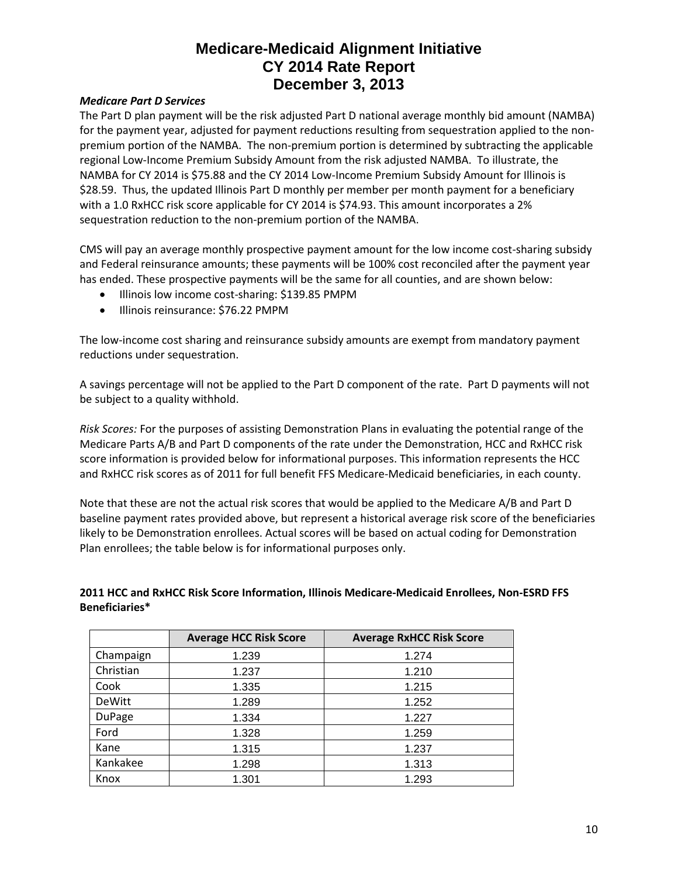# Medicare-Medicaid Alignment Initiative
# CY 2014 Rate Report
# December 3, 2013

***Medicare Part D Services***

The Part D plan payment will be the risk adjusted Part D national average monthly bid amount (NAMBA) for the payment year, adjusted for payment reductions resulting from sequestration applied to the non-premium portion of the NAMBA. The non-premium portion is determined by subtracting the applicable regional Low-Income Premium Subsidy Amount from the risk adjusted NAMBA. To illustrate, the NAMBA for CY 2014 is $75.88 and the CY 2014 Low-Income Premium Subsidy Amount for Illinois is $28.59. Thus, the updated Illinois Part D monthly per member per month payment for a beneficiary with a 1.0 RxHCC risk score applicable for CY 2014 is $74.93. This amount incorporates a 2% sequestration reduction to the non-premium portion of the NAMBA.

CMS will pay an average monthly prospective payment amount for the low income cost-sharing subsidy and Federal reinsurance amounts; these payments will be 100% cost reconciled after the payment year has ended. These prospective payments will be the same for all counties, and are shown below:

- Illinois low income cost-sharing: $139.85 PMPM
- Illinois reinsurance: $76.22 PMPM

The low-income cost sharing and reinsurance subsidy amounts are exempt from mandatory payment reductions under sequestration.

A savings percentage will not be applied to the Part D component of the rate. Part D payments will not be subject to a quality withhold.

*Risk Scores:* For the purposes of assisting Demonstration Plans in evaluating the potential range of the Medicare Parts A/B and Part D components of the rate under the Demonstration, HCC and RxHCC risk score information is provided below for informational purposes. This information represents the HCC and RxHCC risk scores as of 2011 for full benefit FFS Medicare-Medicaid beneficiaries, in each county.

Note that these are not the actual risk scores that would be applied to the Medicare A/B and Part D baseline payment rates provided above, but represent a historical average risk score of the beneficiaries likely to be Demonstration enrollees. Actual scores will be based on actual coding for Demonstration Plan enrollees; the table below is for informational purposes only.

**2011 HCC and RxHCC Risk Score Information, Illinois Medicare-Medicaid Enrollees, Non-ESRD FFS Beneficiaries\***

| | Average HCC Risk Score | Average RxHCC Risk Score |
|---|---|---|
| Champaign | 1.239 | 1.274 |
| Christian | 1.237 | 1.210 |
| Cook | 1.335 | 1.215 |
| DeWitt | 1.289 | 1.252 |
| DuPage | 1.334 | 1.227 |
| Ford | 1.328 | 1.259 |
| Kane | 1.315 | 1.237 |
| Kankakee | 1.298 | 1.313 |
| Knox | 1.301 | 1.293 |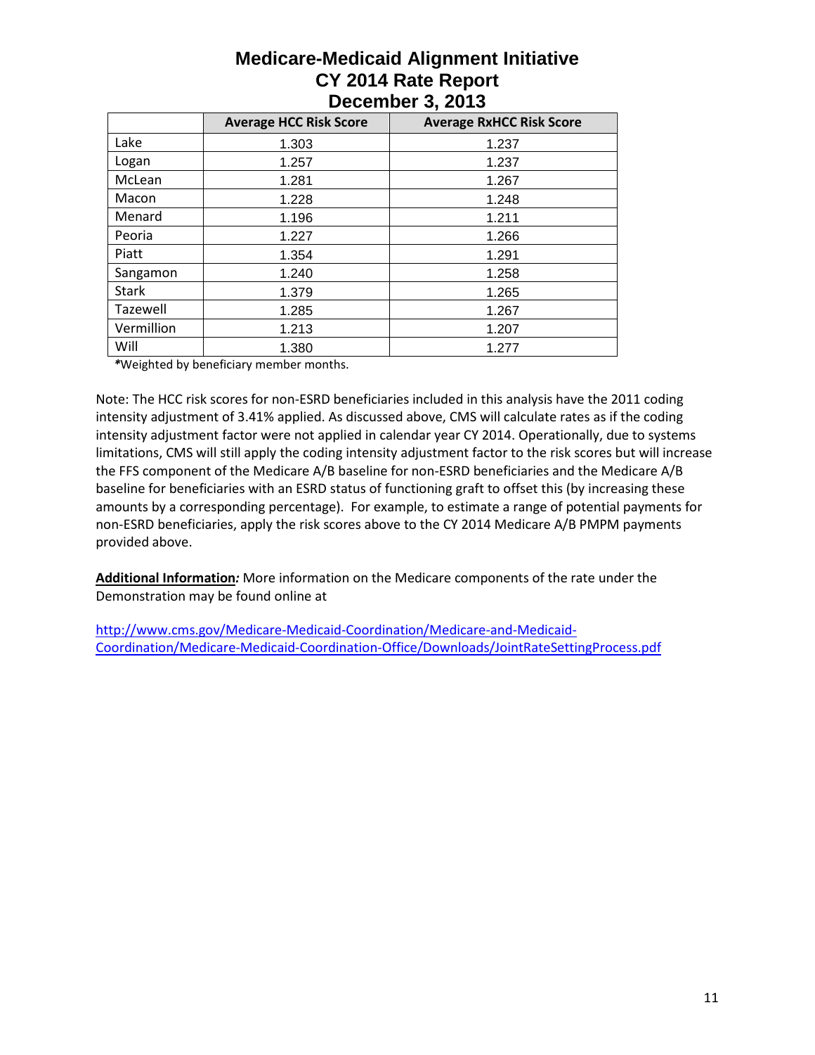# Medicare-Medicaid Alignment Initiative
# CY 2014 Rate Report
# December 3, 2013

| | Average HCC Risk Score | Average RxHCC Risk Score |
|---|---|---|
| Lake | 1.303 | 1.237 |
| Logan | 1.257 | 1.237 |
| McLean | 1.281 | 1.267 |
| Macon | 1.228 | 1.248 |
| Menard | 1.196 | 1.211 |
| Peoria | 1.227 | 1.266 |
| Piatt | 1.354 | 1.291 |
| Sangamon | 1.240 | 1.258 |
| Stark | 1.379 | 1.265 |
| Tazewell | 1.285 | 1.267 |
| Vermillion | 1.213 | 1.207 |
| Will | 1.380 | 1.277 |

*Weighted by beneficiary member months.

Note: The HCC risk scores for non-ESRD beneficiaries included in this analysis have the 2011 coding intensity adjustment of 3.41% applied. As discussed above, CMS will calculate rates as if the coding intensity adjustment factor were not applied in calendar year CY 2014. Operationally, due to systems limitations, CMS will still apply the coding intensity adjustment factor to the risk scores but will increase the FFS component of the Medicare A/B baseline for non-ESRD beneficiaries and the Medicare A/B baseline for beneficiaries with an ESRD status of functioning graft to offset this (by increasing these amounts by a corresponding percentage). For example, to estimate a range of potential payments for non-ESRD beneficiaries, apply the risk scores above to the CY 2014 Medicare A/B PMPM payments provided above.

**Additional Information***:* More information on the Medicare components of the rate under the Demonstration may be found online at

http://www.cms.gov/Medicare-Medicaid-Coordination/Medicare-and-Medicaid-Coordination/Medicare-Medicaid-Coordination-Office/Downloads/JointRateSettingProcess.pdf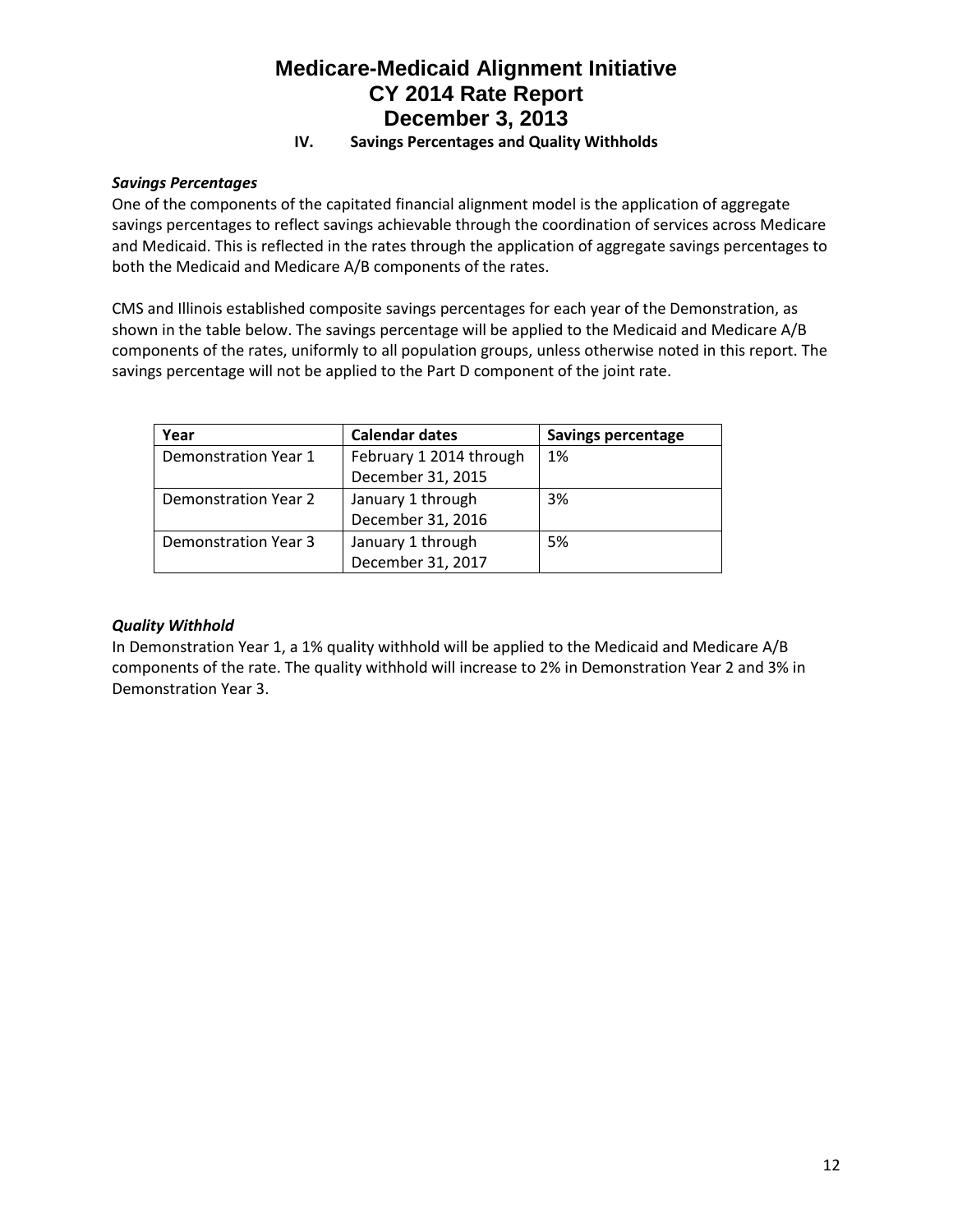# Medicare-Medicaid Alignment Initiative
# CY 2014 Rate Report
# December 3, 2013

## IV. Savings Percentages and Quality Withholds

### *Savings Percentages*

One of the components of the capitated financial alignment model is the application of aggregate savings percentages to reflect savings achievable through the coordination of services across Medicare and Medicaid. This is reflected in the rates through the application of aggregate savings percentages to both the Medicaid and Medicare A/B components of the rates.

CMS and Illinois established composite savings percentages for each year of the Demonstration, as shown in the table below. The savings percentage will be applied to the Medicaid and Medicare A/B components of the rates, uniformly to all population groups, unless otherwise noted in this report. The savings percentage will not be applied to the Part D component of the joint rate.

| Year | Calendar dates | Savings percentage |
|---|---|---|
| Demonstration Year 1 | February 1 2014 through December 31, 2015 | 1% |
| Demonstration Year 2 | January 1 through December 31, 2016 | 3% |
| Demonstration Year 3 | January 1 through December 31, 2017 | 5% |

### *Quality Withhold*

In Demonstration Year 1, a 1% quality withhold will be applied to the Medicaid and Medicare A/B components of the rate. The quality withhold will increase to 2% in Demonstration Year 2 and 3% in Demonstration Year 3.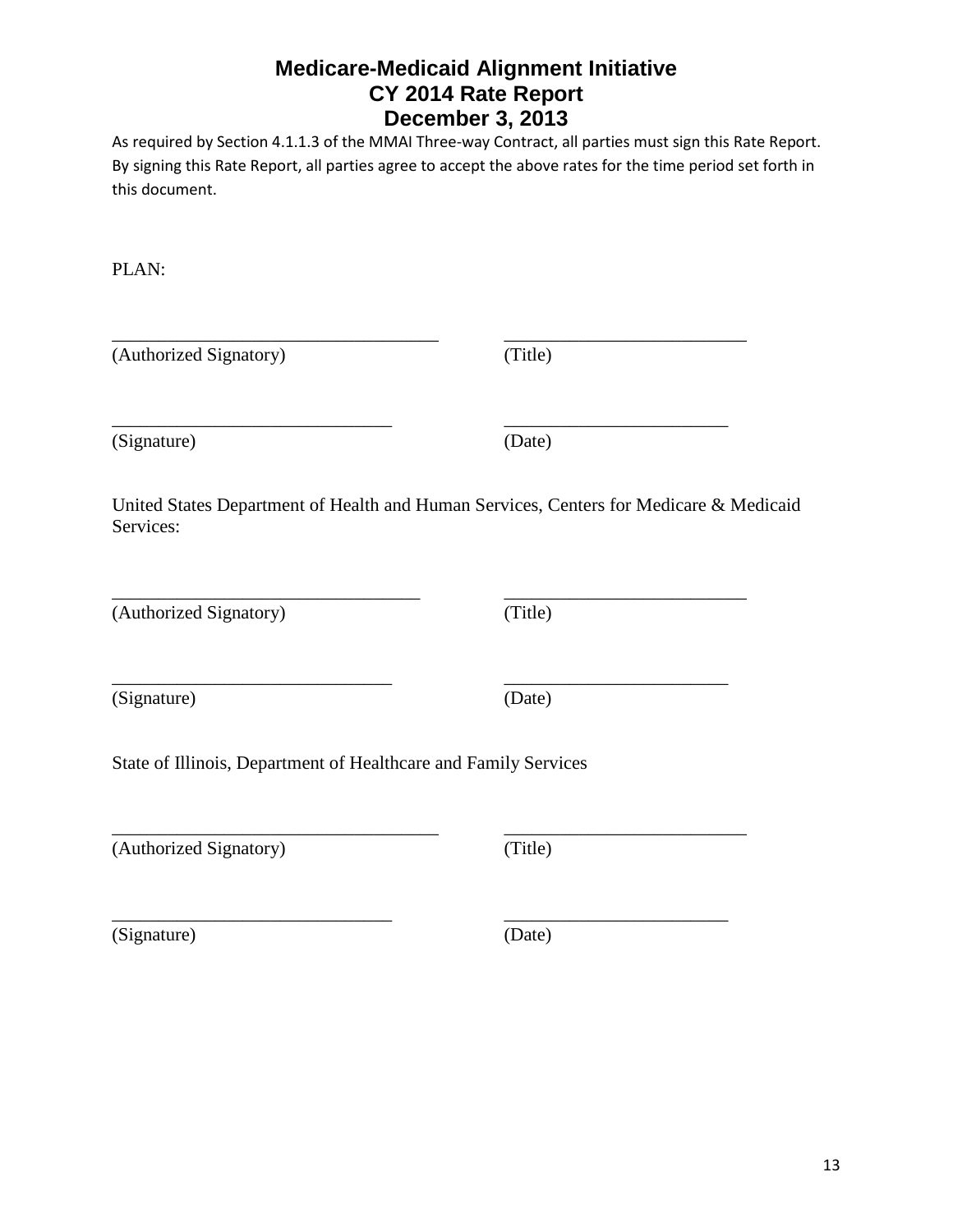# Medicare-Medicaid Alignment Initiative
# CY 2014 Rate Report
# December 3, 2013

As required by Section 4.1.1.3 of the MMAI Three-way Contract, all parties must sign this Rate Report. By signing this Rate Report, all parties agree to accept the above rates for the time period set forth in this document.

PLAN:

___________________________________ ___________________________

(Authorized Signatory) (Title)

______________________________ ________________________

(Signature) (Date)

United States Department of Health and Human Services, Centers for Medicare & Medicaid Services:

_________________________________ ___________________________

(Authorized Signatory) (Title)

______________________________ ________________________

(Signature) (Date)

State of Illinois, Department of Healthcare and Family Services

___________________________________ ___________________________

(Authorized Signatory) (Title)

______________________________ ________________________

(Signature) (Date)